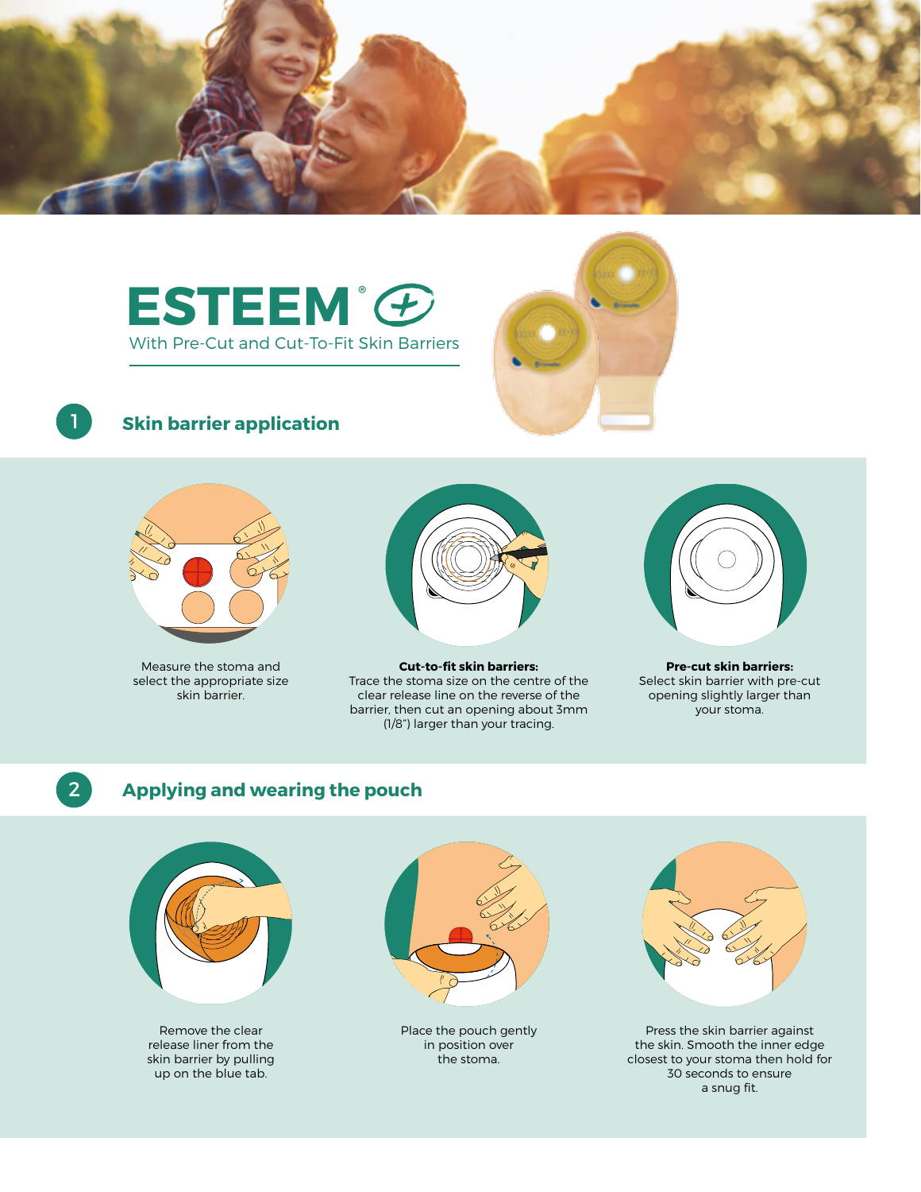# ESTEEM® +

With Pre-Cut and Cut-To-Fit Skin Barriers

## 1 Skin barrier application

Measure the stoma and select the appropriate size skin barrier.

**Cut-to-fit skin barriers:**
Trace the stoma size on the centre of the clear release line on the reverse of the barrier, then cut an opening about 3mm (1/8") larger than your tracing.

**Pre-cut skin barriers:**
Select skin barrier with pre-cut opening slightly larger than your stoma.

## 2 Applying and wearing the pouch

Remove the clear release liner from the skin barrier by pulling up on the blue tab.

Place the pouch gently in position over the stoma.

Press the skin barrier against the skin. Smooth the inner edge closest to your stoma then hold for 30 seconds to ensure a snug fit.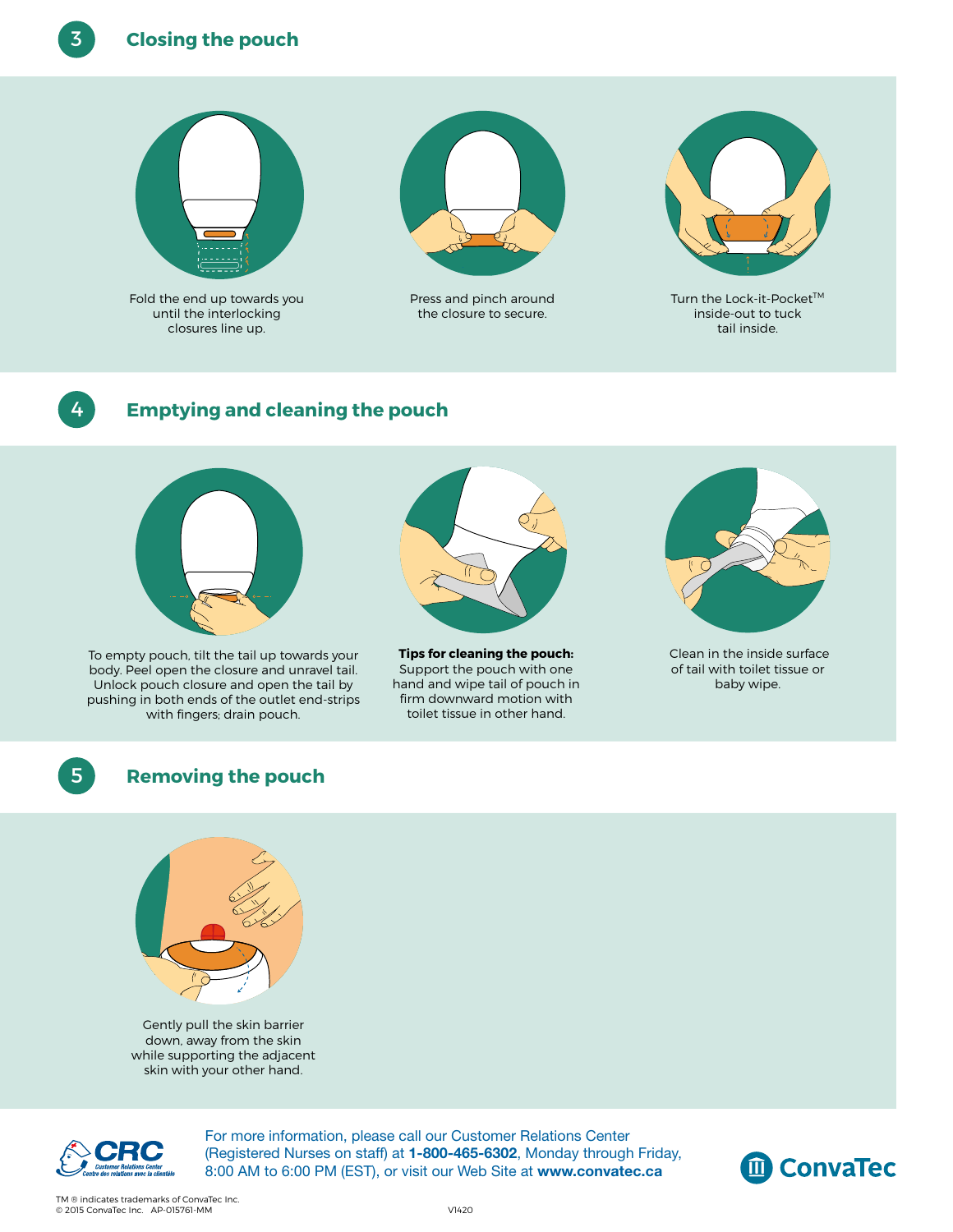## 3 Closing the pouch

Fold the end up towards you until the interlocking closures line up.

Press and pinch around the closure to secure.

Turn the Lock-it-Pocket™ inside-out to tuck tail inside.

## 4 Emptying and cleaning the pouch

To empty pouch, tilt the tail up towards your body. Peel open the closure and unravel tail. Unlock pouch closure and open the tail by pushing in both ends of the outlet end-strips with fingers; drain pouch.

**Tips for cleaning the pouch:** Support the pouch with one hand and wipe tail of pouch in firm downward motion with toilet tissue in other hand.

Clean in the inside surface of tail with toilet tissue or baby wipe.

## 5 Removing the pouch

Gently pull the skin barrier down, away from the skin while supporting the adjacent skin with your other hand.

CRC Customer Relations Center / Centre des relations avec la clientèle

For more information, please call our Customer Relations Center (Registered Nurses on staff) at **1-800-465-6302**, Monday through Friday, 8:00 AM to 6:00 PM (EST), or visit our Web Site at **www.convatec.ca**

ConvaTec

TM ® indicates trademarks of ConvaTec Inc.
© 2015 ConvaTec Inc. AP-015761-MM

V1420